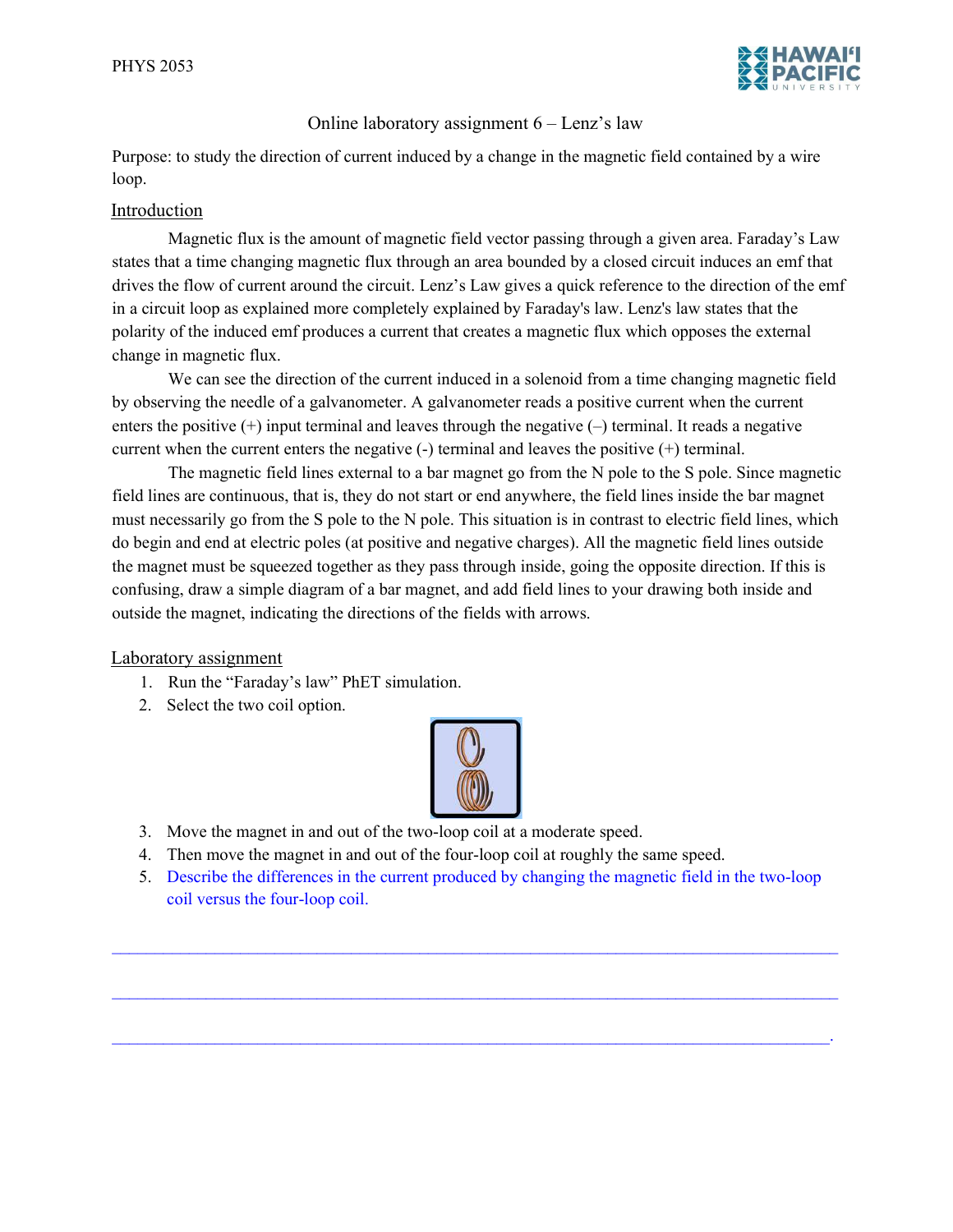# Online laboratory assignment 6 – Lenz's law

Purpose: to study the direction of current induced by a change in the magnetic field contained by a wire loop.

## Introduction

Magnetic flux is the amount of magnetic field vector passing through a given area. Faraday's Law states that a time changing magnetic flux through an area bounded by a closed circuit induces an emf that drives the flow of current around the circuit. Lenz's Law gives a quick reference to the direction of the emf in a circuit loop as explained more completely explained by Faraday's law. Lenz's law states that the polarity of the induced emf produces a current that creates a magnetic flux which opposes the external change in magnetic flux.

We can see the direction of the current induced in a solenoid from a time changing magnetic field by observing the needle of a galvanometer. A galvanometer reads a positive current when the current enters the positive (+) input terminal and leaves through the negative (–) terminal. It reads a negative current when the current enters the negative (-) terminal and leaves the positive (+) terminal.

The magnetic field lines external to a bar magnet go from the N pole to the S pole. Since magnetic field lines are continuous, that is, they do not start or end anywhere, the field lines inside the bar magnet must necessarily go from the S pole to the N pole. This situation is in contrast to electric field lines, which do begin and end at electric poles (at positive and negative charges). All the magnetic field lines outside the magnet must be squeezed together as they pass through inside, going the opposite direction. If this is confusing, draw a simple diagram of a bar magnet, and add field lines to your drawing both inside and outside the magnet, indicating the directions of the fields with arrows.

## Laboratory assignment

1. Run the "Faraday's law" PhET simulation.
2. Select the two coil option.
3. Move the magnet in and out of the two-loop coil at a moderate speed.
4. Then move the magnet in and out of the four-loop coil at roughly the same speed.
5. Describe the differences in the current produced by changing the magnetic field in the two-loop coil versus the four-loop coil.

______________________________________________________________________________

______________________________________________________________________________

______________________________________________________________________________.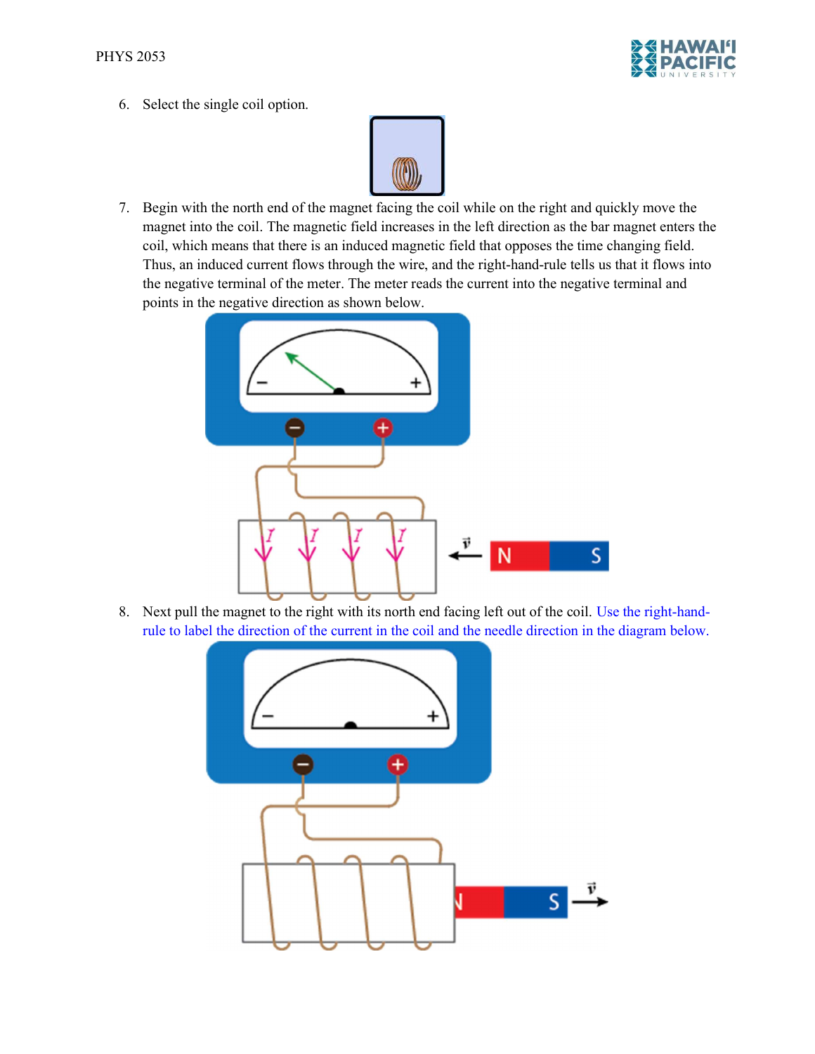6. Select the single coil option.

7. Begin with the north end of the magnet facing the coil while on the right and quickly move the magnet into the coil. The magnetic field increases in the left direction as the bar magnet enters the coil, which means that there is an induced magnetic field that opposes the time changing field. Thus, an induced current flows through the wire, and the right-hand-rule tells us that it flows into the negative terminal of the meter. The meter reads the current into the negative terminal and points in the negative direction as shown below.

8. Next pull the magnet to the right with its north end facing left out of the coil. Use the right-hand-rule to label the direction of the current in the coil and the needle direction in the diagram below.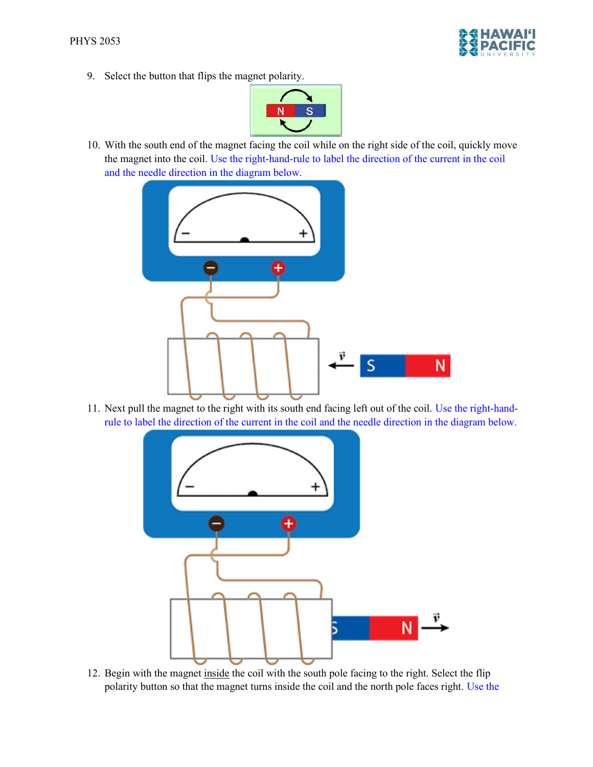9. Select the button that flips the magnet polarity.

10. With the south end of the magnet facing the coil while on the right side of the coil, quickly move the magnet into the coil. Use the right-hand-rule to label the direction of the current in the coil and the needle direction in the diagram below.

11. Next pull the magnet to the right with its south end facing left out of the coil. Use the right-hand-rule to label the direction of the current in the coil and the needle direction in the diagram below.

12. Begin with the magnet <u>inside</u> the coil with the south pole facing to the right. Select the flip polarity button so that the magnet turns inside the coil and the north pole faces right. Use the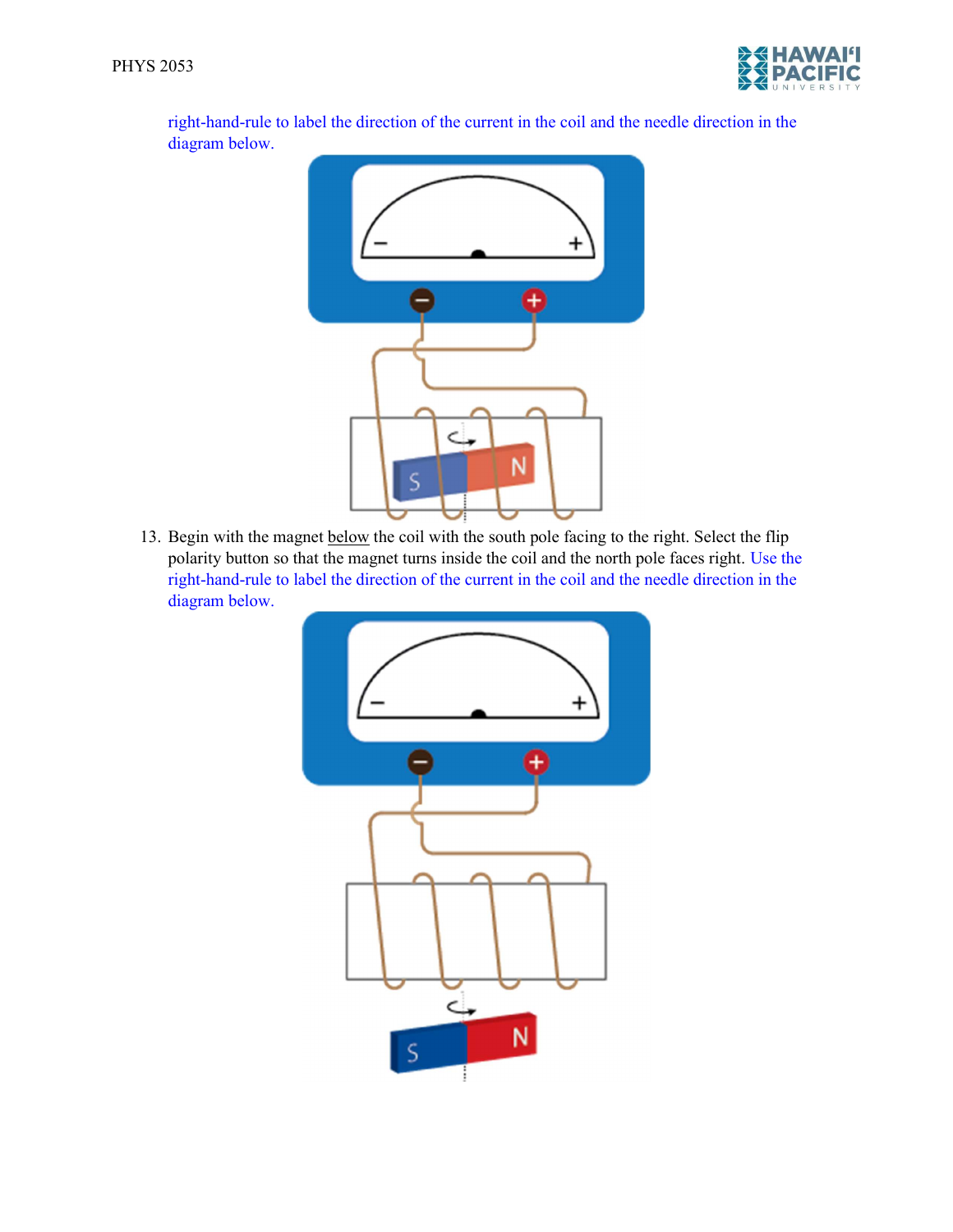right-hand-rule to label the direction of the current in the coil and the needle direction in the diagram below.

13. Begin with the magnet below the coil with the south pole facing to the right. Select the flip polarity button so that the magnet turns inside the coil and the north pole faces right. Use the right-hand-rule to label the direction of the current in the coil and the needle direction in the diagram below.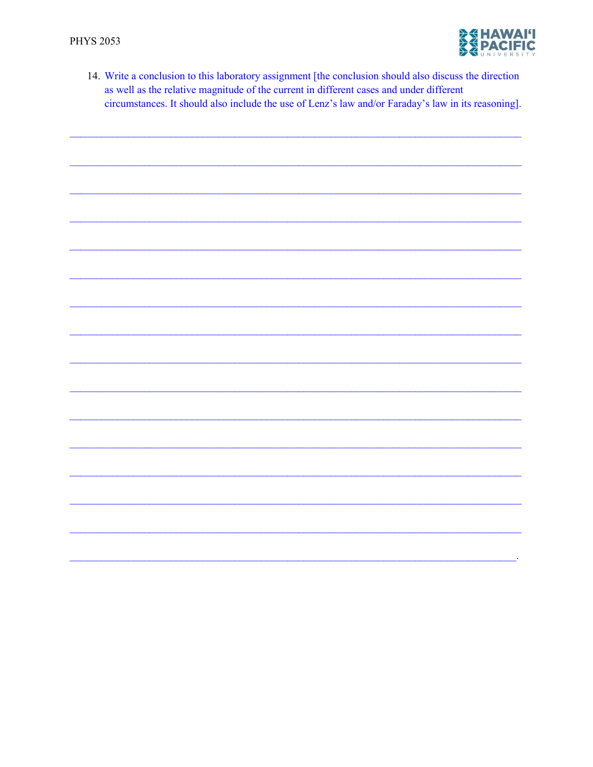14. Write a conclusion to this laboratory assignment [the conclusion should also discuss the direction as well as the relative magnitude of the current in different cases and under different circumstances. It should also include the use of Lenz's law and/or Faraday's law in its reasoning].

______________________________________________________________________________

______________________________________________________________________________

______________________________________________________________________________

______________________________________________________________________________

______________________________________________________________________________

______________________________________________________________________________

______________________________________________________________________________

______________________________________________________________________________

______________________________________________________________________________

______________________________________________________________________________

______________________________________________________________________________

______________________________________________________________________________

______________________________________________________________________________

______________________________________________________________________________

______________________________________________________________________________

_____________________________________________________________________________.